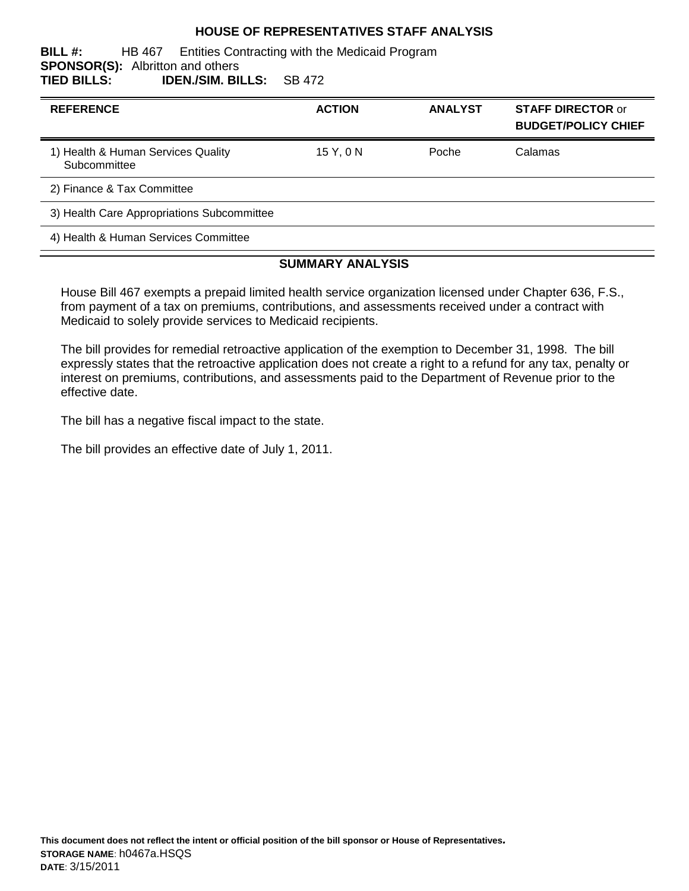# HOUSE OF REPRESENTATIVES STAFF ANALYSIS

**BILL #:** HB 467 Entities Contracting with the Medicaid Program
**SPONSOR(S):** Albritton and others
**TIED BILLS:** **IDEN./SIM. BILLS:** SB 472

| REFERENCE | ACTION | ANALYST | STAFF DIRECTOR or BUDGET/POLICY CHIEF |
|---|---|---|---|
| 1) Health & Human Services Quality Subcommittee | 15 Y, 0 N | Poche | Calamas |
| 2) Finance & Tax Committee | | | |
| 3) Health Care Appropriations Subcommittee | | | |
| 4) Health & Human Services Committee | | | |

## SUMMARY ANALYSIS

House Bill 467 exempts a prepaid limited health service organization licensed under Chapter 636, F.S., from payment of a tax on premiums, contributions, and assessments received under a contract with Medicaid to solely provide services to Medicaid recipients.

The bill provides for remedial retroactive application of the exemption to December 31, 1998. The bill expressly states that the retroactive application does not create a right to a refund for any tax, penalty or interest on premiums, contributions, and assessments paid to the Department of Revenue prior to the effective date.

The bill has a negative fiscal impact to the state.

The bill provides an effective date of July 1, 2011.

**This document does not reflect the intent or official position of the bill sponsor or House of Representatives.**
**STORAGE NAME**: h0467a.HSQS
**DATE**: 3/15/2011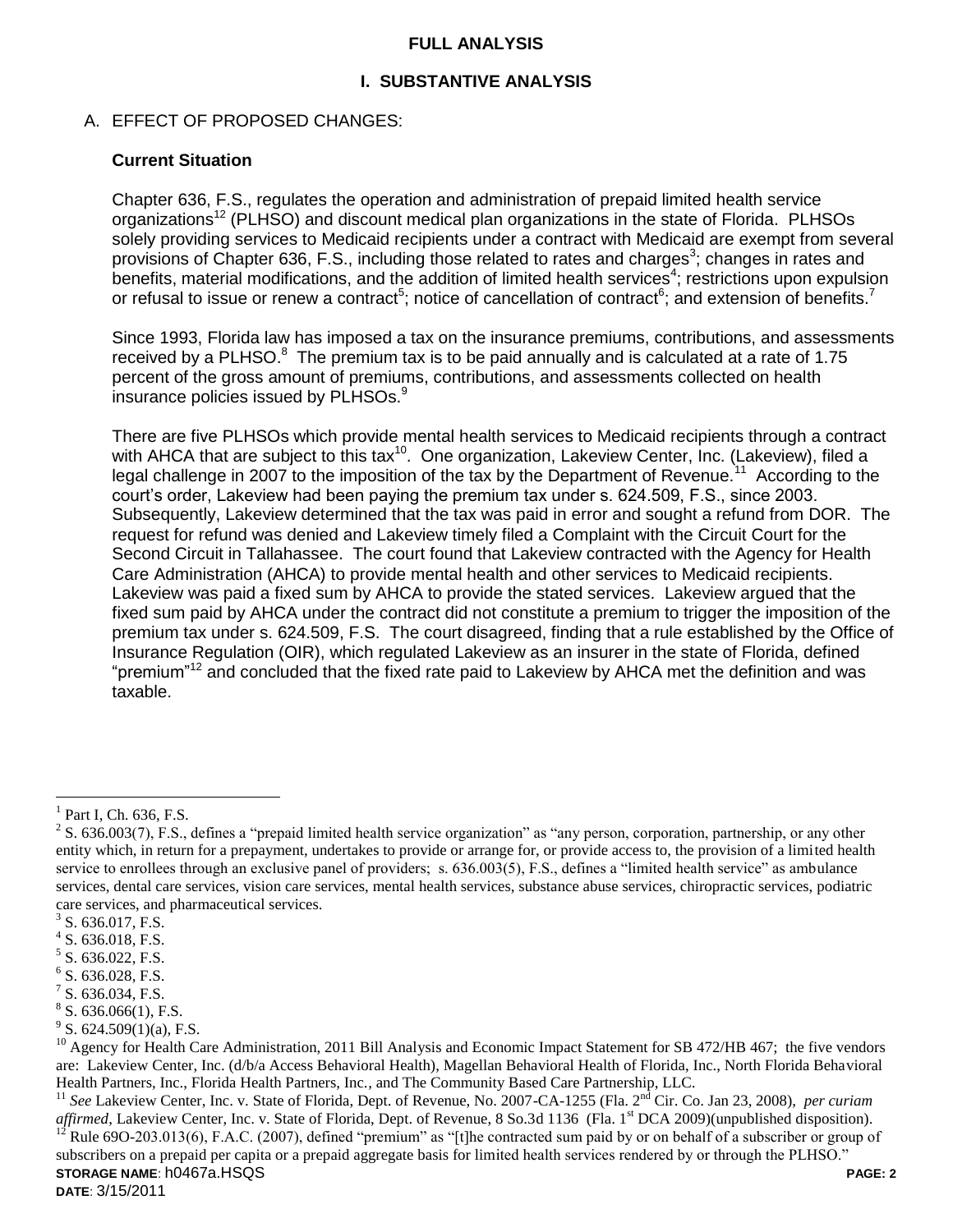## FULL ANALYSIS

## I. SUBSTANTIVE ANALYSIS

A. EFFECT OF PROPOSED CHANGES:

### Current Situation

Chapter 636, F.S., regulates the operation and administration of prepaid limited health service organizations[12] (PLHSO) and discount medical plan organizations in the state of Florida. PLHSOs solely providing services to Medicaid recipients under a contract with Medicaid are exempt from several provisions of Chapter 636, F.S., including those related to rates and charges[3]; changes in rates and benefits, material modifications, and the addition of limited health services[4]; restrictions upon expulsion or refusal to issue or renew a contract[5]; notice of cancellation of contract[6]; and extension of benefits.[7]

Since 1993, Florida law has imposed a tax on the insurance premiums, contributions, and assessments received by a PLHSO.[8] The premium tax is to be paid annually and is calculated at a rate of 1.75 percent of the gross amount of premiums, contributions, and assessments collected on health insurance policies issued by PLHSOs.[9]

There are five PLHSOs which provide mental health services to Medicaid recipients through a contract with AHCA that are subject to this tax[10]. One organization, Lakeview Center, Inc. (Lakeview), filed a legal challenge in 2007 to the imposition of the tax by the Department of Revenue.[11] According to the court's order, Lakeview had been paying the premium tax under s. 624.509, F.S., since 2003. Subsequently, Lakeview determined that the tax was paid in error and sought a refund from DOR. The request for refund was denied and Lakeview timely filed a Complaint with the Circuit Court for the Second Circuit in Tallahassee. The court found that Lakeview contracted with the Agency for Health Care Administration (AHCA) to provide mental health and other services to Medicaid recipients. Lakeview was paid a fixed sum by AHCA to provide the stated services. Lakeview argued that the fixed sum paid by AHCA under the contract did not constitute a premium to trigger the imposition of the premium tax under s. 624.509, F.S. The court disagreed, finding that a rule established by the Office of Insurance Regulation (OIR), which regulated Lakeview as an insurer in the state of Florida, defined "premium"[12] and concluded that the fixed rate paid to Lakeview by AHCA met the definition and was taxable.

---

[1] Part I, Ch. 636, F.S.

[2] S. 636.003(7), F.S., defines a "prepaid limited health service organization" as "any person, corporation, partnership, or any other entity which, in return for a prepayment, undertakes to provide or arrange for, or provide access to, the provision of a limited health service to enrollees through an exclusive panel of providers; s. 636.003(5), F.S., defines a "limited health service" as ambulance services, dental care services, vision care services, mental health services, substance abuse services, chiropractic services, podiatric care services, and pharmaceutical services.

[3] S. 636.017, F.S.

[4] S. 636.018, F.S.

[5] S. 636.022, F.S.

[6] S. 636.028, F.S.

[7] S. 636.034, F.S.

[8] S. 636.066(1), F.S.

[9] S. 624.509(1)(a), F.S.

[10] Agency for Health Care Administration, 2011 Bill Analysis and Economic Impact Statement for SB 472/HB 467; the five vendors are: Lakeview Center, Inc. (d/b/a Access Behavioral Health), Magellan Behavioral Health of Florida, Inc., North Florida Behavioral Health Partners, Inc., Florida Health Partners, Inc., and The Community Based Care Partnership, LLC.

[11] *See* Lakeview Center, Inc. v. State of Florida, Dept. of Revenue, No. 2007-CA-1255 (Fla. 2nd Cir. Co. Jan 23, 2008), *per curiam affirmed*, Lakeview Center, Inc. v. State of Florida, Dept. of Revenue, 8 So.3d 1136 (Fla. 1st DCA 2009)(unpublished disposition).

[12] Rule 69O-203.013(6), F.A.C. (2007), defined "premium" as "[t]he contracted sum paid by or on behalf of a subscriber or group of subscribers on a prepaid per capita or a prepaid aggregate basis for limited health services rendered by or through the PLHSO."

**STORAGE NAME**: h0467a.HSQS
**DATE**: 3/15/2011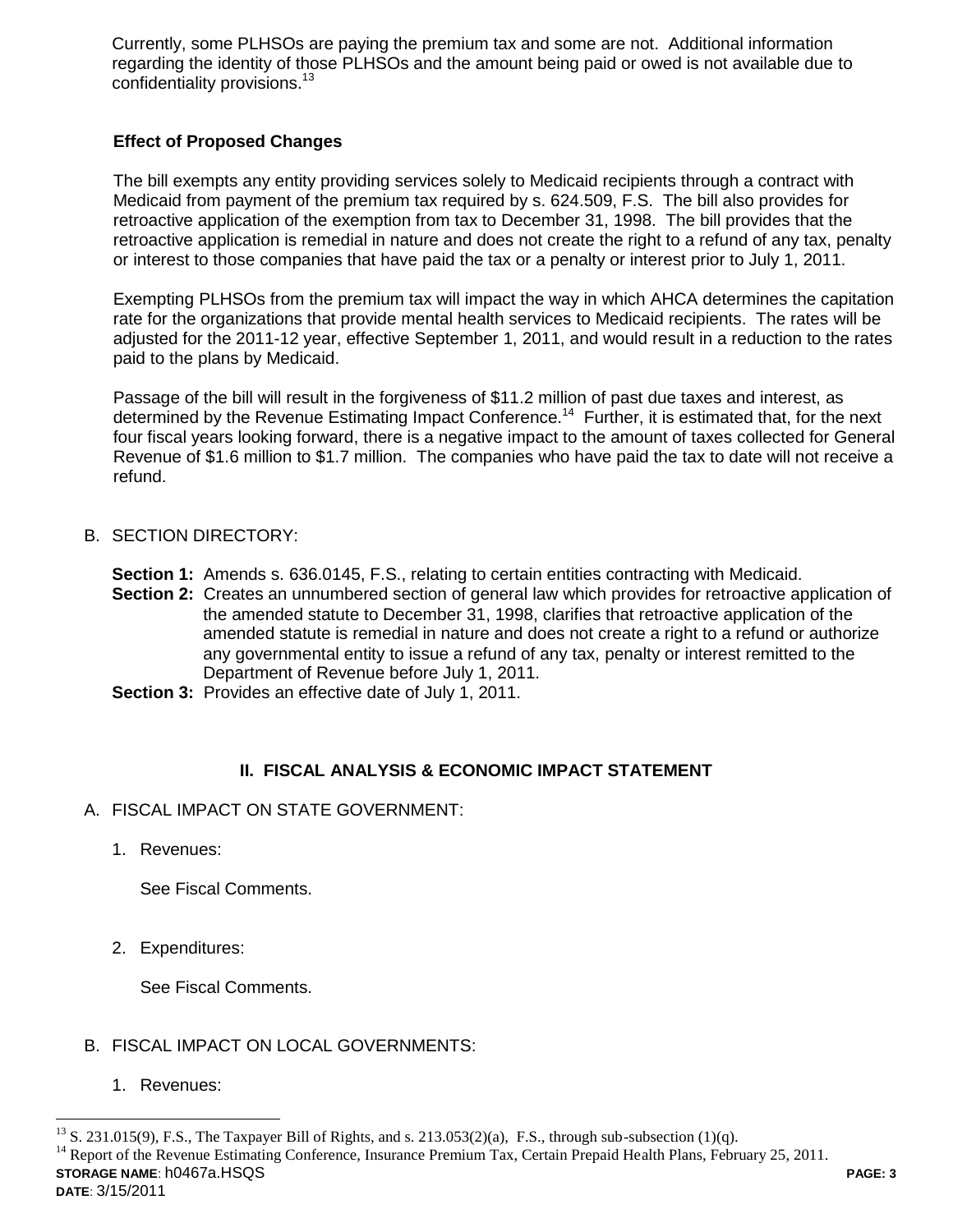Currently, some PLHSOs are paying the premium tax and some are not. Additional information regarding the identity of those PLHSOs and the amount being paid or owed is not available due to confidentiality provisions.[13]

**Effect of Proposed Changes**

The bill exempts any entity providing services solely to Medicaid recipients through a contract with Medicaid from payment of the premium tax required by s. 624.509, F.S. The bill also provides for retroactive application of the exemption from tax to December 31, 1998. The bill provides that the retroactive application is remedial in nature and does not create the right to a refund of any tax, penalty or interest to those companies that have paid the tax or a penalty or interest prior to July 1, 2011.

Exempting PLHSOs from the premium tax will impact the way in which AHCA determines the capitation rate for the organizations that provide mental health services to Medicaid recipients. The rates will be adjusted for the 2011-12 year, effective September 1, 2011, and would result in a reduction to the rates paid to the plans by Medicaid.

Passage of the bill will result in the forgiveness of $11.2 million of past due taxes and interest, as determined by the Revenue Estimating Impact Conference.[14] Further, it is estimated that, for the next four fiscal years looking forward, there is a negative impact to the amount of taxes collected for General Revenue of $1.6 million to $1.7 million. The companies who have paid the tax to date will not receive a refund.

B. SECTION DIRECTORY:

**Section 1:** Amends s. 636.0145, F.S., relating to certain entities contracting with Medicaid.
**Section 2:** Creates an unnumbered section of general law which provides for retroactive application of the amended statute to December 31, 1998, clarifies that retroactive application of the amended statute is remedial in nature and does not create a right to a refund or authorize any governmental entity to issue a refund of any tax, penalty or interest remitted to the Department of Revenue before July 1, 2011.
**Section 3:** Provides an effective date of July 1, 2011.

## II. FISCAL ANALYSIS & ECONOMIC IMPACT STATEMENT

A. FISCAL IMPACT ON STATE GOVERNMENT:

1. Revenues:

   See Fiscal Comments.

2. Expenditures:

   See Fiscal Comments.

B. FISCAL IMPACT ON LOCAL GOVERNMENTS:

1. Revenues:

[13] S. 231.015(9), F.S., The Taxpayer Bill of Rights, and s. 213.053(2)(a), F.S., through sub-subsection (1)(q).

[14] Report of the Revenue Estimating Conference, Insurance Premium Tax, Certain Prepaid Health Plans, February 25, 2011.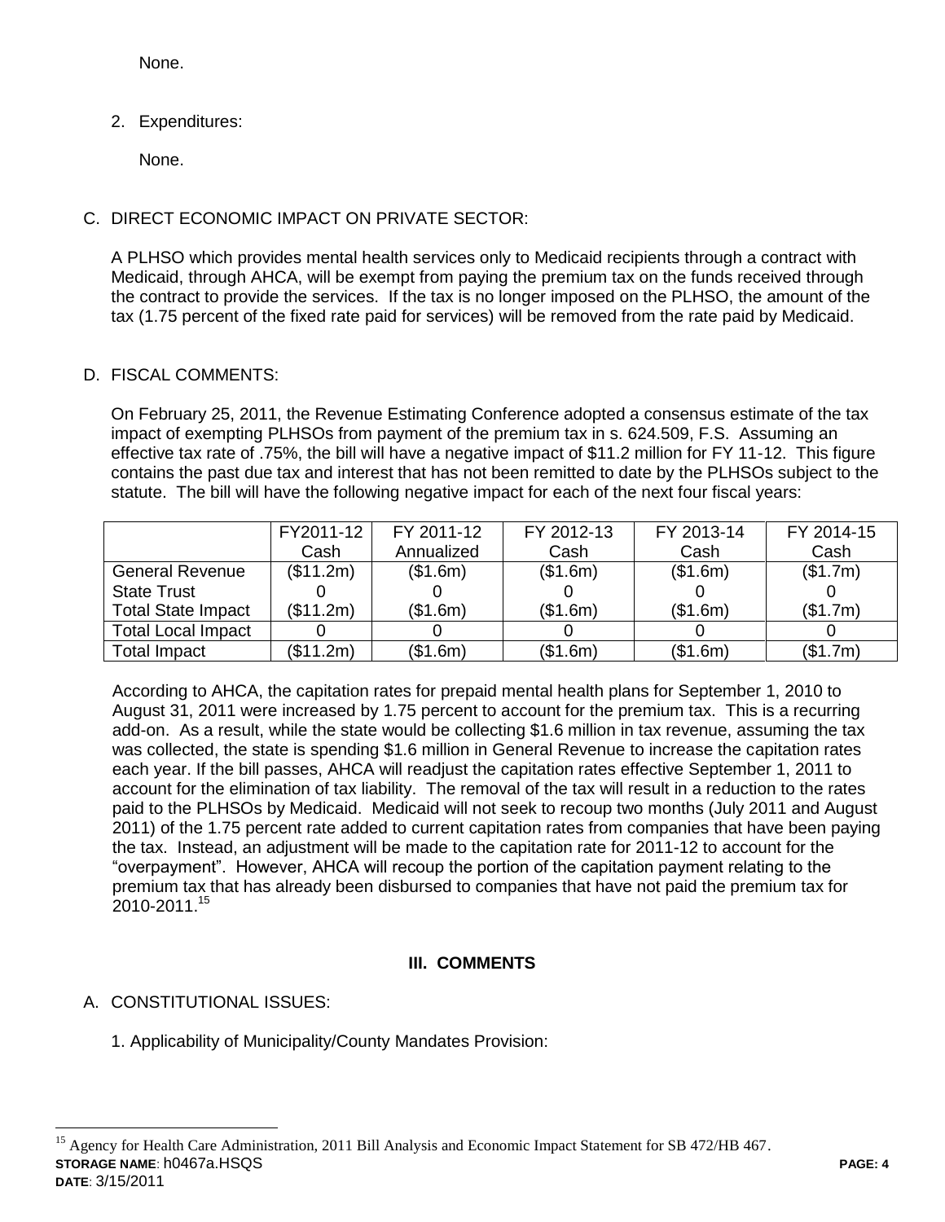None.

2. Expenditures:

   None.

C. DIRECT ECONOMIC IMPACT ON PRIVATE SECTOR:

A PLHSO which provides mental health services only to Medicaid recipients through a contract with Medicaid, through AHCA, will be exempt from paying the premium tax on the funds received through the contract to provide the services. If the tax is no longer imposed on the PLHSO, the amount of the tax (1.75 percent of the fixed rate paid for services) will be removed from the rate paid by Medicaid.

D. FISCAL COMMENTS:

On February 25, 2011, the Revenue Estimating Conference adopted a consensus estimate of the tax impact of exempting PLHSOs from payment of the premium tax in s. 624.509, F.S. Assuming an effective tax rate of .75%, the bill will have a negative impact of $11.2 million for FY 11-12. This figure contains the past due tax and interest that has not been remitted to date by the PLHSOs subject to the statute. The bill will have the following negative impact for each of the next four fiscal years:

| | FY2011-12 Cash | FY 2011-12 Annualized | FY 2012-13 Cash | FY 2013-14 Cash | FY 2014-15 Cash |
|---|---|---|---|---|---|
| General Revenue | ($11.2m) | ($1.6m) | ($1.6m) | ($1.6m) | ($1.7m) |
| State Trust | 0 | 0 | 0 | 0 | 0 |
| Total State Impact | ($11.2m) | ($1.6m) | ($1.6m) | ($1.6m) | ($1.7m) |
| Total Local Impact | 0 | 0 | 0 | 0 | 0 |
| Total Impact | ($11.2m) | ($1.6m) | ($1.6m) | ($1.6m) | ($1.7m) |

According to AHCA, the capitation rates for prepaid mental health plans for September 1, 2010 to August 31, 2011 were increased by 1.75 percent to account for the premium tax. This is a recurring add-on. As a result, while the state would be collecting $1.6 million in tax revenue, assuming the tax was collected, the state is spending $1.6 million in General Revenue to increase the capitation rates each year. If the bill passes, AHCA will readjust the capitation rates effective September 1, 2011 to account for the elimination of tax liability. The removal of the tax will result in a reduction to the rates paid to the PLHSOs by Medicaid. Medicaid will not seek to recoup two months (July 2011 and August 2011) of the 1.75 percent rate added to current capitation rates from companies that have been paying the tax. Instead, an adjustment will be made to the capitation rate for 2011-12 to account for the "overpayment". However, AHCA will recoup the portion of the capitation payment relating to the premium tax that has already been disbursed to companies that have not paid the premium tax for 2010-2011.[15]

## III. COMMENTS

A. CONSTITUTIONAL ISSUES:

1. Applicability of Municipality/County Mandates Provision:

[15] Agency for Health Care Administration, 2011 Bill Analysis and Economic Impact Statement for SB 472/HB 467.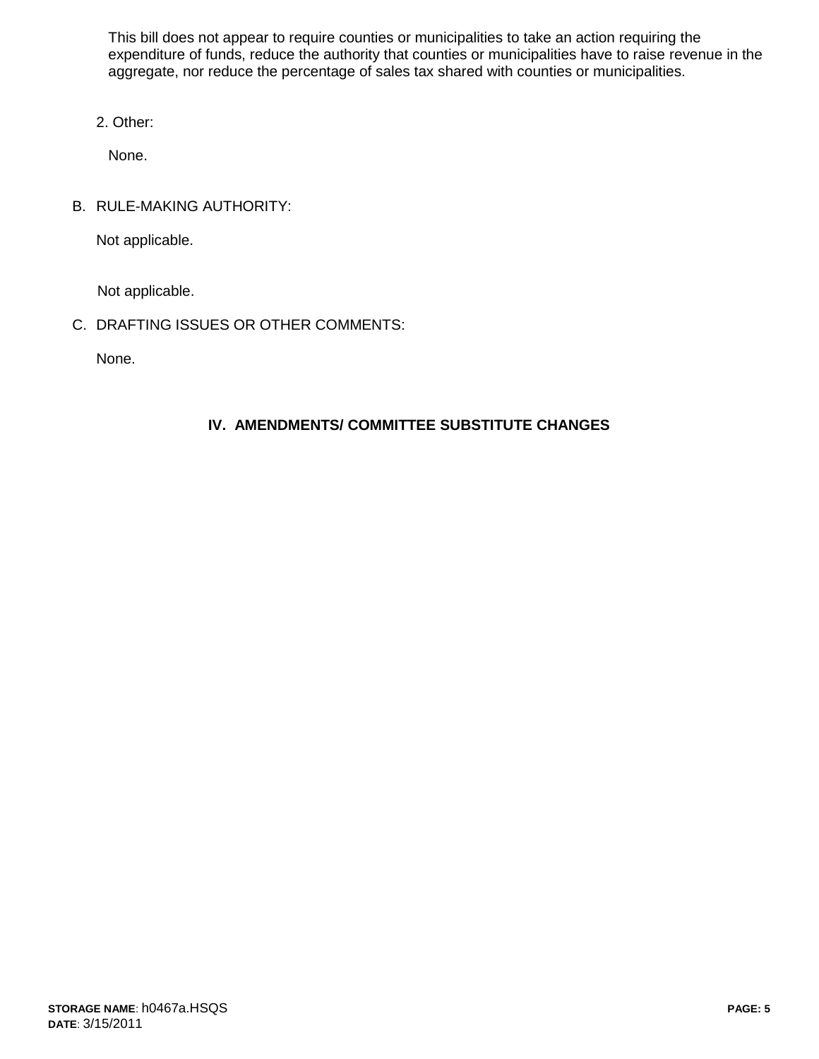This bill does not appear to require counties or municipalities to take an action requiring the expenditure of funds, reduce the authority that counties or municipalities have to raise revenue in the aggregate, nor reduce the percentage of sales tax shared with counties or municipalities.

2. Other:

None.

B. RULE-MAKING AUTHORITY:

Not applicable.

Not applicable.

C. DRAFTING ISSUES OR OTHER COMMENTS:

None.

## IV. AMENDMENTS/ COMMITTEE SUBSTITUTE CHANGES

**STORAGE NAME**: h0467a.HSQS
**DATE**: 3/15/2011